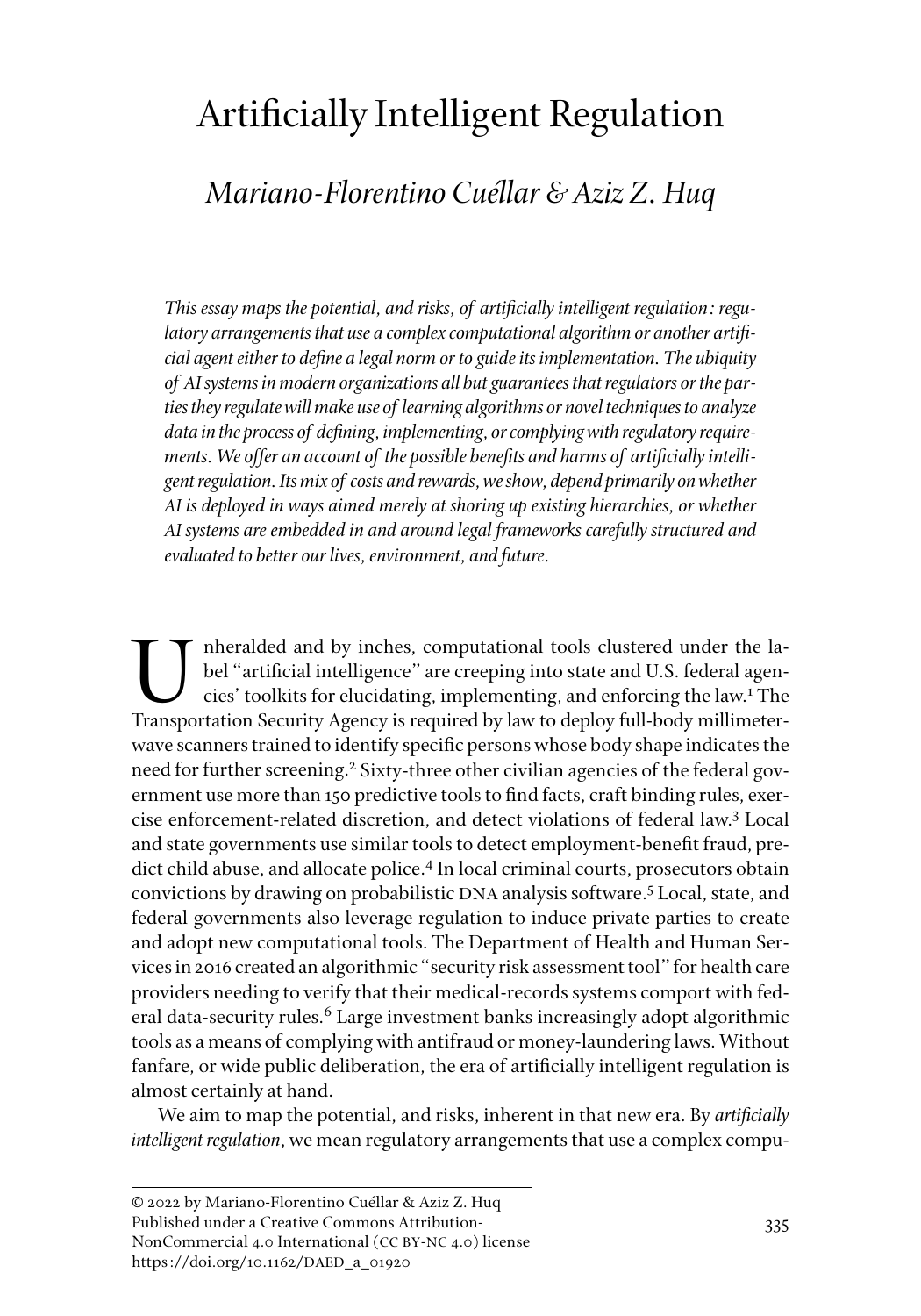# Artificially Intelligent Regulation

## *Mariano-Florentino Cuéllar & Aziz Z. Huq*

*This essay maps the potential, and risks, of artificially intelligent regulation: regulatory arrangements that use a complex computational algorithm or another artificial agent either to define a legal norm or to guide its implementation. The ubiquity of AI systems in modern organizations all but guarantees that regulators or the parties they regulate will make use of learning algorithms or novel techniques to analyze data in the process of defining, implementing, or complying with regulatory requirements. We offer an account of the possible benefits and harms of artificially intelligent regulation. Its mix of costs and rewards, we show, depend primarily on whether AI is deployed in ways aimed merely at shoring up existing hierarchies, or whether AI systems are embedded in and around legal frameworks carefully structured and evaluated to better our lives, environment, and future.*

Unheralded and by inches, computational tools clustered under the label "artificial intelligence" are creeping into state and U.S. federal agencies' toolkits for elucidating, implementing, and enforcing the law.[1] The Transportation Security Agency is required by law to deploy full-body millimeter-wave scanners trained to identify specific persons whose body shape indicates the need for further screening.[2] Sixty-three other civilian agencies of the federal government use more than 150 predictive tools to find facts, craft binding rules, exercise enforcement-related discretion, and detect violations of federal law.[3] Local and state governments use similar tools to detect employment-benefit fraud, predict child abuse, and allocate police.[4] In local criminal courts, prosecutors obtain convictions by drawing on probabilistic DNA analysis software.[5] Local, state, and federal governments also leverage regulation to induce private parties to create and adopt new computational tools. The Department of Health and Human Services in 2016 created an algorithmic "security risk assessment tool" for health care providers needing to verify that their medical-records systems comport with federal data-security rules.[6] Large investment banks increasingly adopt algorithmic tools as a means of complying with antifraud or money-laundering laws. Without fanfare, or wide public deliberation, the era of artificially intelligent regulation is almost certainly at hand.

We aim to map the potential, and risks, inherent in that new era. By *artificially intelligent regulation*, we mean regulatory arrangements that use a complex compu-

© 2022 by Mariano-Florentino Cuéllar & Aziz Z. Huq
Published under a Creative Commons Attribution-NonCommercial 4.0 International (CC BY-NC 4.0) license
https://doi.org/10.1162/DAED_a_01920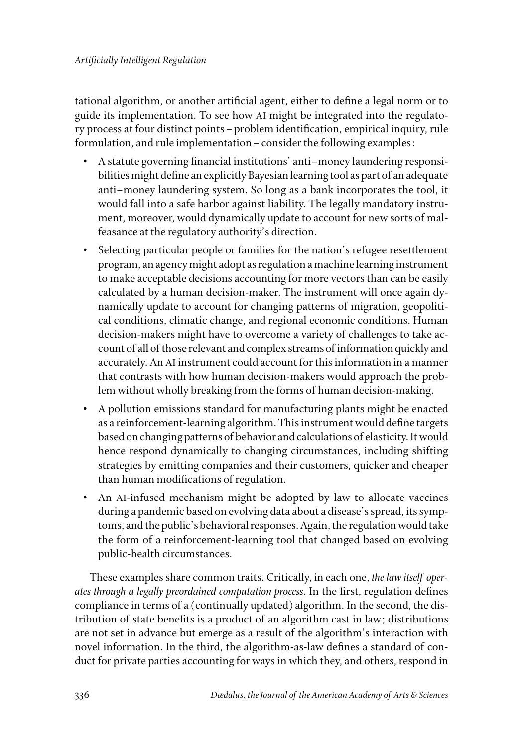tational algorithm, or another artificial agent, either to define a legal norm or to guide its implementation. To see how AI might be integrated into the regulatory process at four distinct points – problem identification, empirical inquiry, rule formulation, and rule implementation – consider the following examples:

- A statute governing financial institutions' anti–money laundering responsibilities might define an explicitly Bayesian learning tool as part of an adequate anti–money laundering system. So long as a bank incorporates the tool, it would fall into a safe harbor against liability. The legally mandatory instrument, moreover, would dynamically update to account for new sorts of malfeasance at the regulatory authority's direction.
- Selecting particular people or families for the nation's refugee resettlement program, an agency might adopt as regulation a machine learning instrument to make acceptable decisions accounting for more vectors than can be easily calculated by a human decision-maker. The instrument will once again dynamically update to account for changing patterns of migration, geopolitical conditions, climatic change, and regional economic conditions. Human decision-makers might have to overcome a variety of challenges to take account of all of those relevant and complex streams of information quickly and accurately. An AI instrument could account for this information in a manner that contrasts with how human decision-makers would approach the problem without wholly breaking from the forms of human decision-making.
- A pollution emissions standard for manufacturing plants might be enacted as a reinforcement-learning algorithm. This instrument would define targets based on changing patterns of behavior and calculations of elasticity. It would hence respond dynamically to changing circumstances, including shifting strategies by emitting companies and their customers, quicker and cheaper than human modifications of regulation.
- An AI-infused mechanism might be adopted by law to allocate vaccines during a pandemic based on evolving data about a disease's spread, its symptoms, and the public's behavioral responses. Again, the regulation would take the form of a reinforcement-learning tool that changed based on evolving public-health circumstances.

These examples share common traits. Critically, in each one, *the law itself operates through a legally preordained computation process*. In the first, regulation defines compliance in terms of a (continually updated) algorithm. In the second, the distribution of state benefits is a product of an algorithm cast in law; distributions are not set in advance but emerge as a result of the algorithm's interaction with novel information. In the third, the algorithm-as-law defines a standard of conduct for private parties accounting for ways in which they, and others, respond in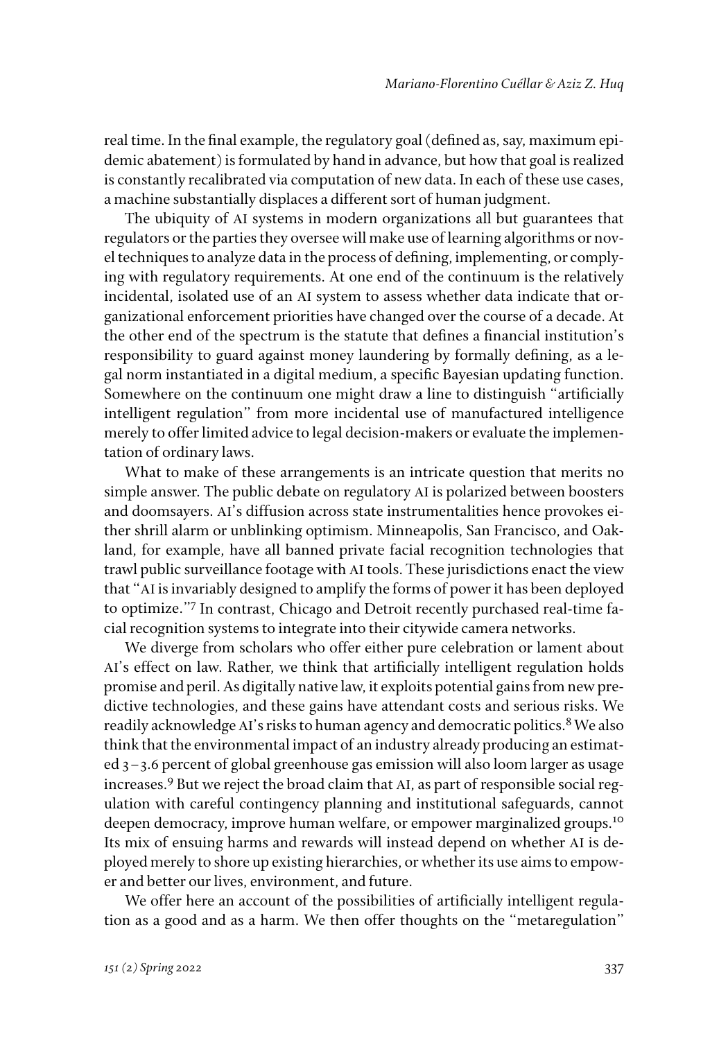real time. In the final example, the regulatory goal (defined as, say, maximum epidemic abatement) is formulated by hand in advance, but how that goal is realized is constantly recalibrated via computation of new data. In each of these use cases, a machine substantially displaces a different sort of human judgment.

The ubiquity of AI systems in modern organizations all but guarantees that regulators or the parties they oversee will make use of learning algorithms or novel techniques to analyze data in the process of defining, implementing, or complying with regulatory requirements. At one end of the continuum is the relatively incidental, isolated use of an AI system to assess whether data indicate that organizational enforcement priorities have changed over the course of a decade. At the other end of the spectrum is the statute that defines a financial institution's responsibility to guard against money laundering by formally defining, as a legal norm instantiated in a digital medium, a specific Bayesian updating function. Somewhere on the continuum one might draw a line to distinguish "artificially intelligent regulation" from more incidental use of manufactured intelligence merely to offer limited advice to legal decision-makers or evaluate the implementation of ordinary laws.

What to make of these arrangements is an intricate question that merits no simple answer. The public debate on regulatory AI is polarized between boosters and doomsayers. AI's diffusion across state instrumentalities hence provokes either shrill alarm or unblinking optimism. Minneapolis, San Francisco, and Oakland, for example, have all banned private facial recognition technologies that trawl public surveillance footage with AI tools. These jurisdictions enact the view that "AI is invariably designed to amplify the forms of power it has been deployed to optimize."[7] In contrast, Chicago and Detroit recently purchased real-time facial recognition systems to integrate into their citywide camera networks.

We diverge from scholars who offer either pure celebration or lament about AI's effect on law. Rather, we think that artificially intelligent regulation holds promise and peril. As digitally native law, it exploits potential gains from new predictive technologies, and these gains have attendant costs and serious risks. We readily acknowledge AI's risks to human agency and democratic politics.[8] We also think that the environmental impact of an industry already producing an estimated 3–3.6 percent of global greenhouse gas emission will also loom larger as usage increases.[9] But we reject the broad claim that AI, as part of responsible social regulation with careful contingency planning and institutional safeguards, cannot deepen democracy, improve human welfare, or empower marginalized groups.[10] Its mix of ensuing harms and rewards will instead depend on whether AI is deployed merely to shore up existing hierarchies, or whether its use aims to empower and better our lives, environment, and future.

We offer here an account of the possibilities of artificially intelligent regulation as a good and as a harm. We then offer thoughts on the "metaregulation"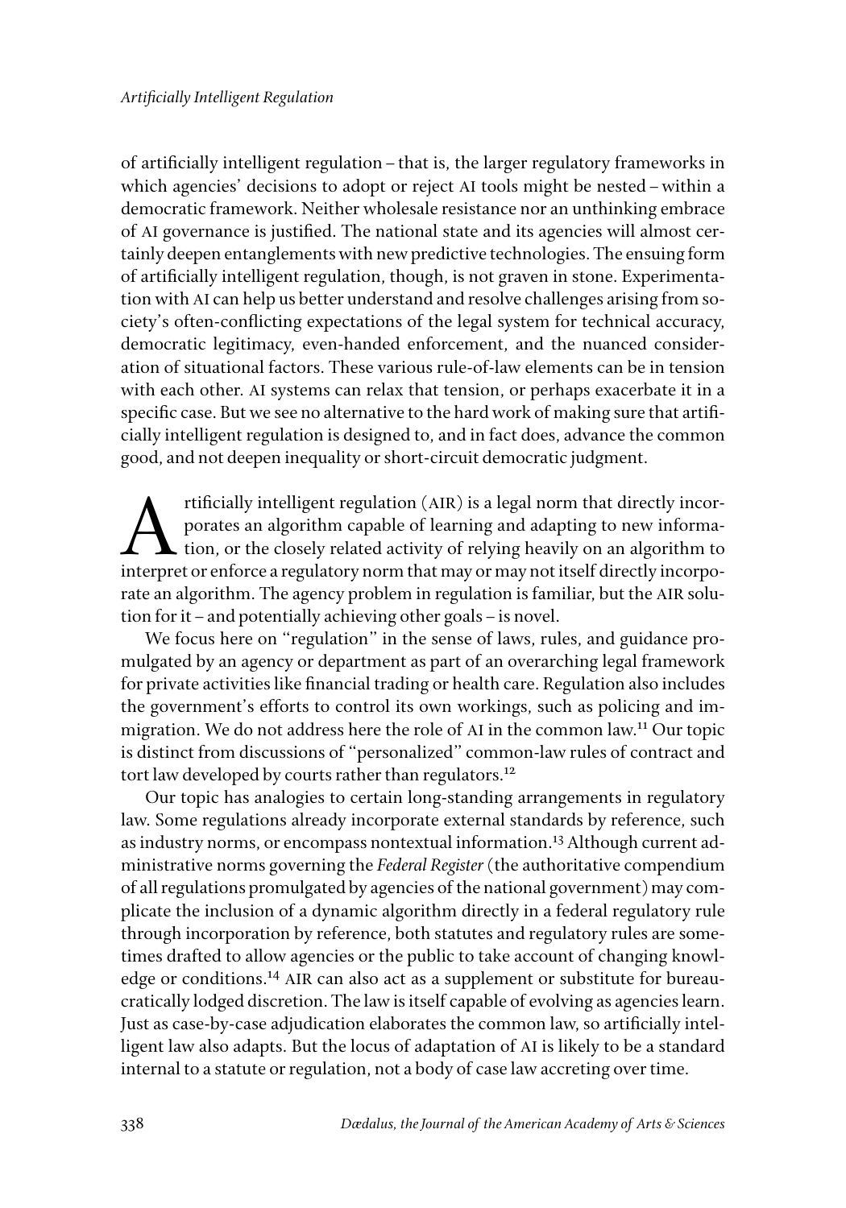of artificially intelligent regulation – that is, the larger regulatory frameworks in which agencies' decisions to adopt or reject AI tools might be nested – within a democratic framework. Neither wholesale resistance nor an unthinking embrace of AI governance is justified. The national state and its agencies will almost certainly deepen entanglements with new predictive technologies. The ensuing form of artificially intelligent regulation, though, is not graven in stone. Experimentation with AI can help us better understand and resolve challenges arising from society's often-conflicting expectations of the legal system for technical accuracy, democratic legitimacy, even-handed enforcement, and the nuanced consideration of situational factors. These various rule-of-law elements can be in tension with each other. AI systems can relax that tension, or perhaps exacerbate it in a specific case. But we see no alternative to the hard work of making sure that artificially intelligent regulation is designed to, and in fact does, advance the common good, and not deepen inequality or short-circuit democratic judgment.

Artificially intelligent regulation (AIR) is a legal norm that directly incorporates an algorithm capable of learning and adapting to new information, or the closely related activity of relying heavily on an algorithm to interpret or enforce a regulatory norm that may or may not itself directly incorporate an algorithm. The agency problem in regulation is familiar, but the AIR solution for it – and potentially achieving other goals – is novel.

We focus here on "regulation" in the sense of laws, rules, and guidance promulgated by an agency or department as part of an overarching legal framework for private activities like financial trading or health care. Regulation also includes the government's efforts to control its own workings, such as policing and immigration. We do not address here the role of AI in the common law.[11] Our topic is distinct from discussions of "personalized" common-law rules of contract and tort law developed by courts rather than regulators.[12]

Our topic has analogies to certain long-standing arrangements in regulatory law. Some regulations already incorporate external standards by reference, such as industry norms, or encompass nontextual information.[13] Although current administrative norms governing the *Federal Register* (the authoritative compendium of all regulations promulgated by agencies of the national government) may complicate the inclusion of a dynamic algorithm directly in a federal regulatory rule through incorporation by reference, both statutes and regulatory rules are sometimes drafted to allow agencies or the public to take account of changing knowledge or conditions.[14] AIR can also act as a supplement or substitute for bureaucratically lodged discretion. The law is itself capable of evolving as agencies learn. Just as case-by-case adjudication elaborates the common law, so artificially intelligent law also adapts. But the locus of adaptation of AI is likely to be a standard internal to a statute or regulation, not a body of case law accreting over time.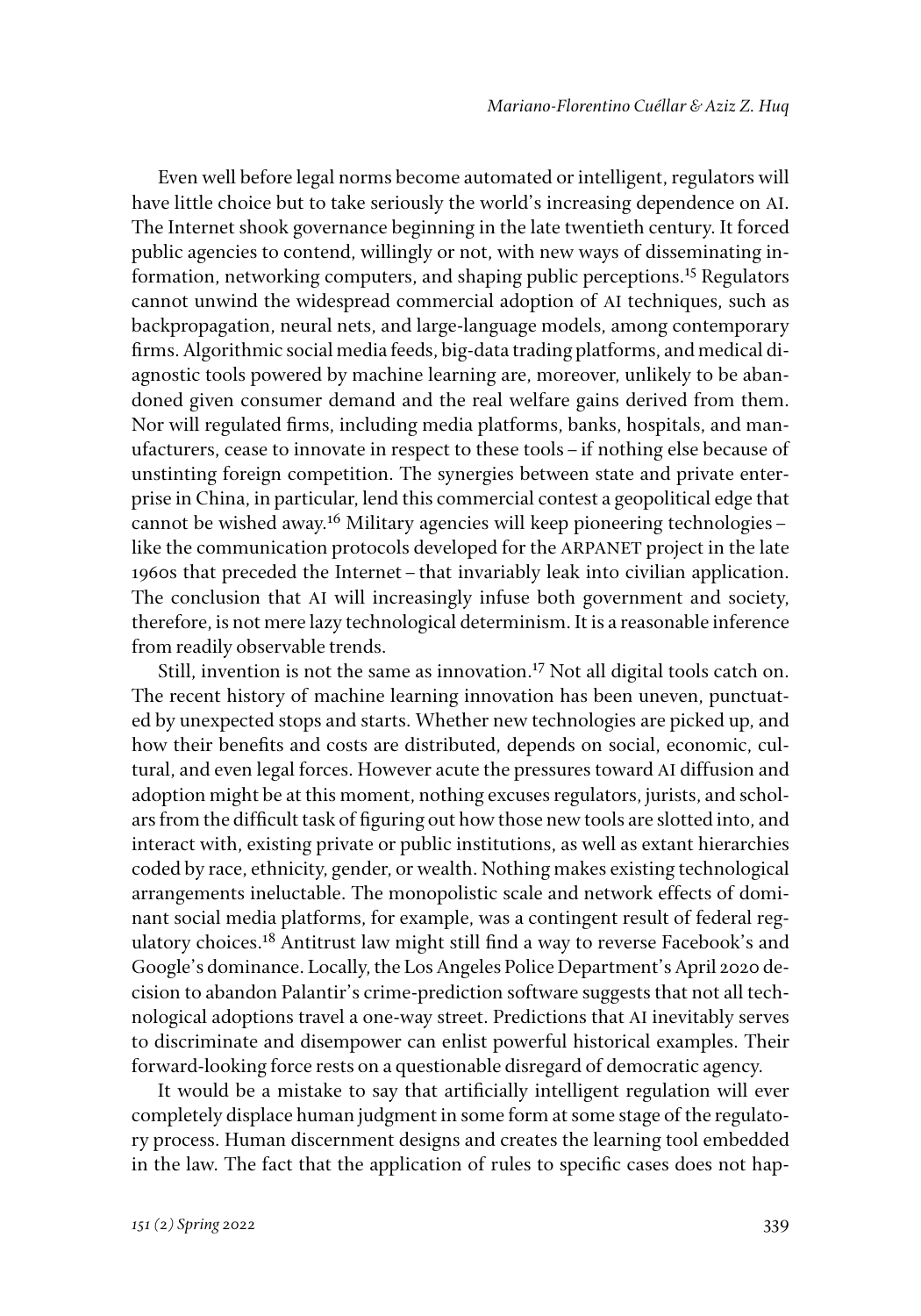Even well before legal norms become automated or intelligent, regulators will have little choice but to take seriously the world's increasing dependence on AI. The Internet shook governance beginning in the late twentieth century. It forced public agencies to contend, willingly or not, with new ways of disseminating information, networking computers, and shaping public perceptions.[15] Regulators cannot unwind the widespread commercial adoption of AI techniques, such as backpropagation, neural nets, and large-language models, among contemporary firms. Algorithmic social media feeds, big-data trading platforms, and medical diagnostic tools powered by machine learning are, moreover, unlikely to be abandoned given consumer demand and the real welfare gains derived from them. Nor will regulated firms, including media platforms, banks, hospitals, and manufacturers, cease to innovate in respect to these tools – if nothing else because of unstinting foreign competition. The synergies between state and private enterprise in China, in particular, lend this commercial contest a geopolitical edge that cannot be wished away.[16] Military agencies will keep pioneering technologies – like the communication protocols developed for the ARPANET project in the late 1960s that preceded the Internet – that invariably leak into civilian application. The conclusion that AI will increasingly infuse both government and society, therefore, is not mere lazy technological determinism. It is a reasonable inference from readily observable trends.

Still, invention is not the same as innovation.[17] Not all digital tools catch on. The recent history of machine learning innovation has been uneven, punctuated by unexpected stops and starts. Whether new technologies are picked up, and how their benefits and costs are distributed, depends on social, economic, cultural, and even legal forces. However acute the pressures toward AI diffusion and adoption might be at this moment, nothing excuses regulators, jurists, and scholars from the difficult task of figuring out how those new tools are slotted into, and interact with, existing private or public institutions, as well as extant hierarchies coded by race, ethnicity, gender, or wealth. Nothing makes existing technological arrangements ineluctable. The monopolistic scale and network effects of dominant social media platforms, for example, was a contingent result of federal regulatory choices.[18] Antitrust law might still find a way to reverse Facebook's and Google's dominance. Locally, the Los Angeles Police Department's April 2020 decision to abandon Palantir's crime-prediction software suggests that not all technological adoptions travel a one-way street. Predictions that AI inevitably serves to discriminate and disempower can enlist powerful historical examples. Their forward-looking force rests on a questionable disregard of democratic agency.

It would be a mistake to say that artificially intelligent regulation will ever completely displace human judgment in some form at some stage of the regulatory process. Human discernment designs and creates the learning tool embedded in the law. The fact that the application of rules to specific cases does not hap-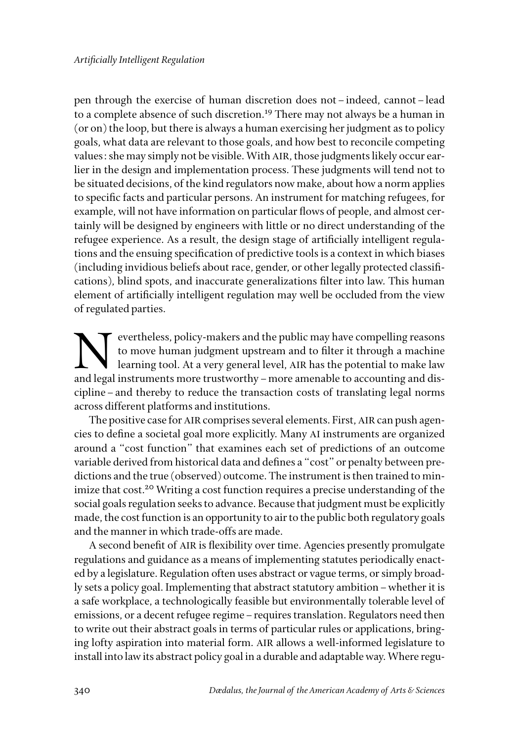pen through the exercise of human discretion does not – indeed, cannot – lead to a complete absence of such discretion.[19] There may not always be a human in (or on) the loop, but there is always a human exercising her judgment as to policy goals, what data are relevant to those goals, and how best to reconcile competing values: she may simply not be visible. With AIR, those judgments likely occur earlier in the design and implementation process. These judgments will tend not to be situated decisions, of the kind regulators now make, about how a norm applies to specific facts and particular persons. An instrument for matching refugees, for example, will not have information on particular flows of people, and almost certainly will be designed by engineers with little or no direct understanding of the refugee experience. As a result, the design stage of artificially intelligent regulations and the ensuing specification of predictive tools is a context in which biases (including invidious beliefs about race, gender, or other legally protected classifications), blind spots, and inaccurate generalizations filter into law. This human element of artificially intelligent regulation may well be occluded from the view of regulated parties.

Nevertheless, policy-makers and the public may have compelling reasons to move human judgment upstream and to filter it through a machine learning tool. At a very general level, AIR has the potential to make law and legal instruments more trustworthy – more amenable to accounting and discipline – and thereby to reduce the transaction costs of translating legal norms across different platforms and institutions.

The positive case for AIR comprises several elements. First, AIR can push agencies to define a societal goal more explicitly. Many AI instruments are organized around a "cost function" that examines each set of predictions of an outcome variable derived from historical data and defines a "cost" or penalty between predictions and the true (observed) outcome. The instrument is then trained to minimize that cost.[20] Writing a cost function requires a precise understanding of the social goals regulation seeks to advance. Because that judgment must be explicitly made, the cost function is an opportunity to air to the public both regulatory goals and the manner in which trade-offs are made.

A second benefit of AIR is flexibility over time. Agencies presently promulgate regulations and guidance as a means of implementing statutes periodically enacted by a legislature. Regulation often uses abstract or vague terms, or simply broadly sets a policy goal. Implementing that abstract statutory ambition – whether it is a safe workplace, a technologically feasible but environmentally tolerable level of emissions, or a decent refugee regime – requires translation. Regulators need then to write out their abstract goals in terms of particular rules or applications, bringing lofty aspiration into material form. AIR allows a well-informed legislature to install into law its abstract policy goal in a durable and adaptable way. Where regu-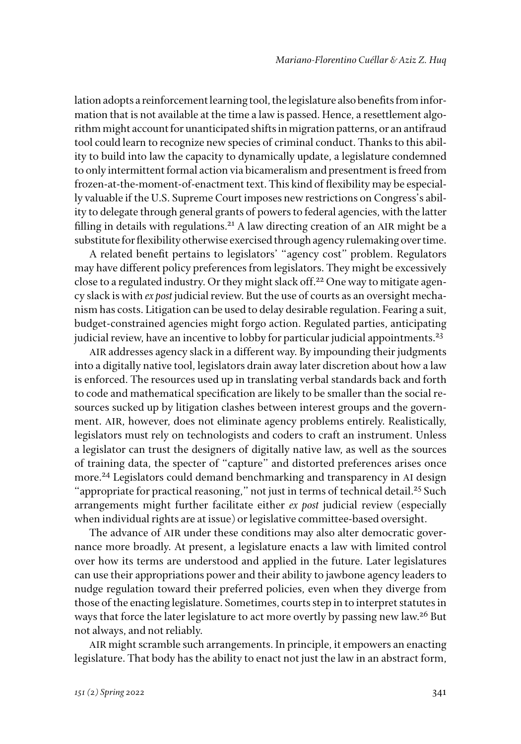lation adopts a reinforcement learning tool, the legislature also benefits from information that is not available at the time a law is passed. Hence, a resettlement algorithm might account for unanticipated shifts in migration patterns, or an antifraud tool could learn to recognize new species of criminal conduct. Thanks to this ability to build into law the capacity to dynamically update, a legislature condemned to only intermittent formal action via bicameralism and presentment is freed from frozen-at-the-moment-of-enactment text. This kind of flexibility may be especially valuable if the U.S. Supreme Court imposes new restrictions on Congress's ability to delegate through general grants of powers to federal agencies, with the latter filling in details with regulations.[21] A law directing creation of an AIR might be a substitute for flexibility otherwise exercised through agency rulemaking over time.

A related benefit pertains to legislators' "agency cost" problem. Regulators may have different policy preferences from legislators. They might be excessively close to a regulated industry. Or they might slack off.[22] One way to mitigate agency slack is with *ex post* judicial review. But the use of courts as an oversight mechanism has costs. Litigation can be used to delay desirable regulation. Fearing a suit, budget-constrained agencies might forgo action. Regulated parties, anticipating judicial review, have an incentive to lobby for particular judicial appointments.[23]

AIR addresses agency slack in a different way. By impounding their judgments into a digitally native tool, legislators drain away later discretion about how a law is enforced. The resources used up in translating verbal standards back and forth to code and mathematical specification are likely to be smaller than the social resources sucked up by litigation clashes between interest groups and the government. AIR, however, does not eliminate agency problems entirely. Realistically, legislators must rely on technologists and coders to craft an instrument. Unless a legislator can trust the designers of digitally native law, as well as the sources of training data, the specter of "capture" and distorted preferences arises once more.[24] Legislators could demand benchmarking and transparency in AI design "appropriate for practical reasoning," not just in terms of technical detail.[25] Such arrangements might further facilitate either *ex post* judicial review (especially when individual rights are at issue) or legislative committee-based oversight.

The advance of AIR under these conditions may also alter democratic governance more broadly. At present, a legislature enacts a law with limited control over how its terms are understood and applied in the future. Later legislatures can use their appropriations power and their ability to jawbone agency leaders to nudge regulation toward their preferred policies, even when they diverge from those of the enacting legislature. Sometimes, courts step in to interpret statutes in ways that force the later legislature to act more overtly by passing new law.[26] But not always, and not reliably.

AIR might scramble such arrangements. In principle, it empowers an enacting legislature. That body has the ability to enact not just the law in an abstract form,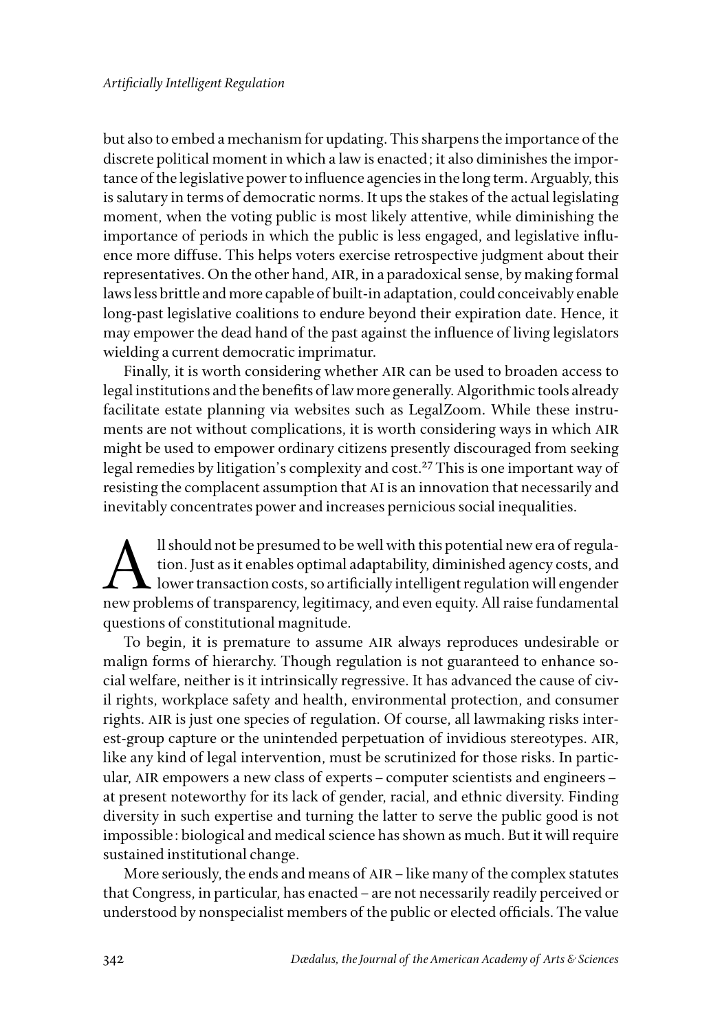but also to embed a mechanism for updating. This sharpens the importance of the discrete political moment in which a law is enacted; it also diminishes the importance of the legislative power to influence agencies in the long term. Arguably, this is salutary in terms of democratic norms. It ups the stakes of the actual legislating moment, when the voting public is most likely attentive, while diminishing the importance of periods in which the public is less engaged, and legislative influence more diffuse. This helps voters exercise retrospective judgment about their representatives. On the other hand, AIR, in a paradoxical sense, by making formal laws less brittle and more capable of built-in adaptation, could conceivably enable long-past legislative coalitions to endure beyond their expiration date. Hence, it may empower the dead hand of the past against the influence of living legislators wielding a current democratic imprimatur.

Finally, it is worth considering whether AIR can be used to broaden access to legal institutions and the benefits of law more generally. Algorithmic tools already facilitate estate planning via websites such as LegalZoom. While these instruments are not without complications, it is worth considering ways in which AIR might be used to empower ordinary citizens presently discouraged from seeking legal remedies by litigation's complexity and cost.[27] This is one important way of resisting the complacent assumption that AI is an innovation that necessarily and inevitably concentrates power and increases pernicious social inequalities.

All should not be presumed to be well with this potential new era of regulation. Just as it enables optimal adaptability, diminished agency costs, and lower transaction costs, so artificially intelligent regulation will engender new problems of transparency, legitimacy, and even equity. All raise fundamental questions of constitutional magnitude.

To begin, it is premature to assume AIR always reproduces undesirable or malign forms of hierarchy. Though regulation is not guaranteed to enhance social welfare, neither is it intrinsically regressive. It has advanced the cause of civil rights, workplace safety and health, environmental protection, and consumer rights. AIR is just one species of regulation. Of course, all lawmaking risks interest-group capture or the unintended perpetuation of invidious stereotypes. AIR, like any kind of legal intervention, must be scrutinized for those risks. In particular, AIR empowers a new class of experts – computer scientists and engineers – at present noteworthy for its lack of gender, racial, and ethnic diversity. Finding diversity in such expertise and turning the latter to serve the public good is not impossible: biological and medical science has shown as much. But it will require sustained institutional change.

More seriously, the ends and means of AIR – like many of the complex statutes that Congress, in particular, has enacted – are not necessarily readily perceived or understood by nonspecialist members of the public or elected officials. The value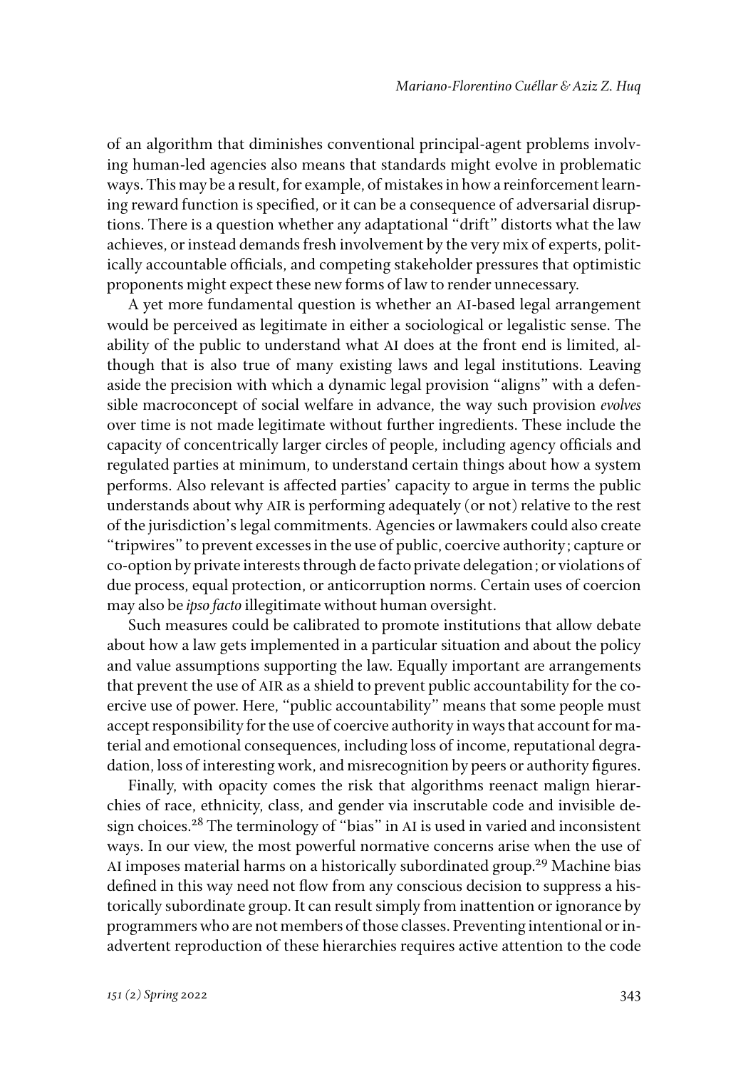of an algorithm that diminishes conventional principal-agent problems involving human-led agencies also means that standards might evolve in problematic ways. This may be a result, for example, of mistakes in how a reinforcement learning reward function is specified, or it can be a consequence of adversarial disruptions. There is a question whether any adaptational "drift" distorts what the law achieves, or instead demands fresh involvement by the very mix of experts, politically accountable officials, and competing stakeholder pressures that optimistic proponents might expect these new forms of law to render unnecessary.

A yet more fundamental question is whether an AI-based legal arrangement would be perceived as legitimate in either a sociological or legalistic sense. The ability of the public to understand what AI does at the front end is limited, although that is also true of many existing laws and legal institutions. Leaving aside the precision with which a dynamic legal provision "aligns" with a defensible macroconcept of social welfare in advance, the way such provision *evolves* over time is not made legitimate without further ingredients. These include the capacity of concentrically larger circles of people, including agency officials and regulated parties at minimum, to understand certain things about how a system performs. Also relevant is affected parties' capacity to argue in terms the public understands about why AIR is performing adequately (or not) relative to the rest of the jurisdiction's legal commitments. Agencies or lawmakers could also create "tripwires" to prevent excesses in the use of public, coercive authority; capture or co-option by private interests through de facto private delegation; or violations of due process, equal protection, or anticorruption norms. Certain uses of coercion may also be *ipso facto* illegitimate without human oversight.

Such measures could be calibrated to promote institutions that allow debate about how a law gets implemented in a particular situation and about the policy and value assumptions supporting the law. Equally important are arrangements that prevent the use of AIR as a shield to prevent public accountability for the coercive use of power. Here, "public accountability" means that some people must accept responsibility for the use of coercive authority in ways that account for material and emotional consequences, including loss of income, reputational degradation, loss of interesting work, and misrecognition by peers or authority figures.

Finally, with opacity comes the risk that algorithms reenact malign hierarchies of race, ethnicity, class, and gender via inscrutable code and invisible design choices.[28] The terminology of "bias" in AI is used in varied and inconsistent ways. In our view, the most powerful normative concerns arise when the use of AI imposes material harms on a historically subordinated group.[29] Machine bias defined in this way need not flow from any conscious decision to suppress a historically subordinate group. It can result simply from inattention or ignorance by programmers who are not members of those classes. Preventing intentional or inadvertent reproduction of these hierarchies requires active attention to the code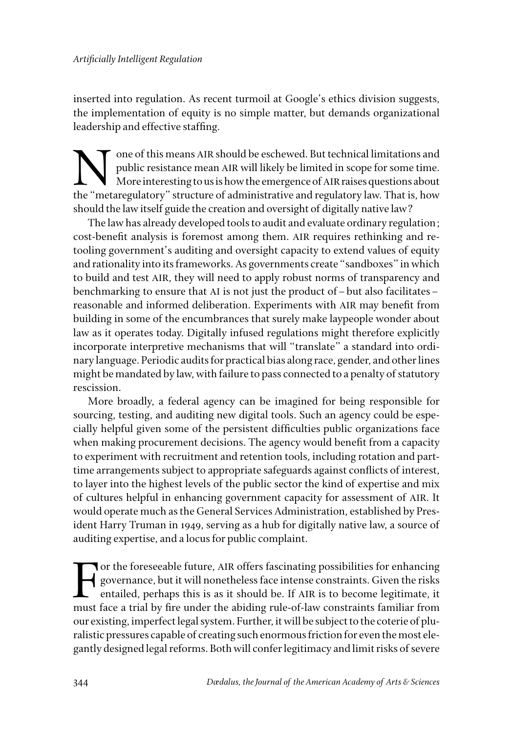inserted into regulation. As recent turmoil at Google's ethics division suggests, the implementation of equity is no simple matter, but demands organizational leadership and effective staffing.

None of this means AIR should be eschewed. But technical limitations and public resistance mean AIR will likely be limited in scope for some time. More interesting to us is how the emergence of AIR raises questions about the "metaregulatory" structure of administrative and regulatory law. That is, how should the law itself guide the creation and oversight of digitally native law?

The law has already developed tools to audit and evaluate ordinary regulation; cost-benefit analysis is foremost among them. AIR requires rethinking and retooling government's auditing and oversight capacity to extend values of equity and rationality into its frameworks. As governments create "sandboxes" in which to build and test AIR, they will need to apply robust norms of transparency and benchmarking to ensure that AI is not just the product of – but also facilitates – reasonable and informed deliberation. Experiments with AIR may benefit from building in some of the encumbrances that surely make laypeople wonder about law as it operates today. Digitally infused regulations might therefore explicitly incorporate interpretive mechanisms that will "translate" a standard into ordinary language. Periodic audits for practical bias along race, gender, and other lines might be mandated by law, with failure to pass connected to a penalty of statutory rescission.

More broadly, a federal agency can be imagined for being responsible for sourcing, testing, and auditing new digital tools. Such an agency could be especially helpful given some of the persistent difficulties public organizations face when making procurement decisions. The agency would benefit from a capacity to experiment with recruitment and retention tools, including rotation and part-time arrangements subject to appropriate safeguards against conflicts of interest, to layer into the highest levels of the public sector the kind of expertise and mix of cultures helpful in enhancing government capacity for assessment of AIR. It would operate much as the General Services Administration, established by President Harry Truman in 1949, serving as a hub for digitally native law, a source of auditing expertise, and a locus for public complaint.

For the foreseeable future, AIR offers fascinating possibilities for enhancing governance, but it will nonetheless face intense constraints. Given the risks entailed, perhaps this is as it should be. If AIR is to become legitimate, it must face a trial by fire under the abiding rule-of-law constraints familiar from our existing, imperfect legal system. Further, it will be subject to the coterie of pluralistic pressures capable of creating such enormous friction for even the most elegantly designed legal reforms. Both will confer legitimacy and limit risks of severe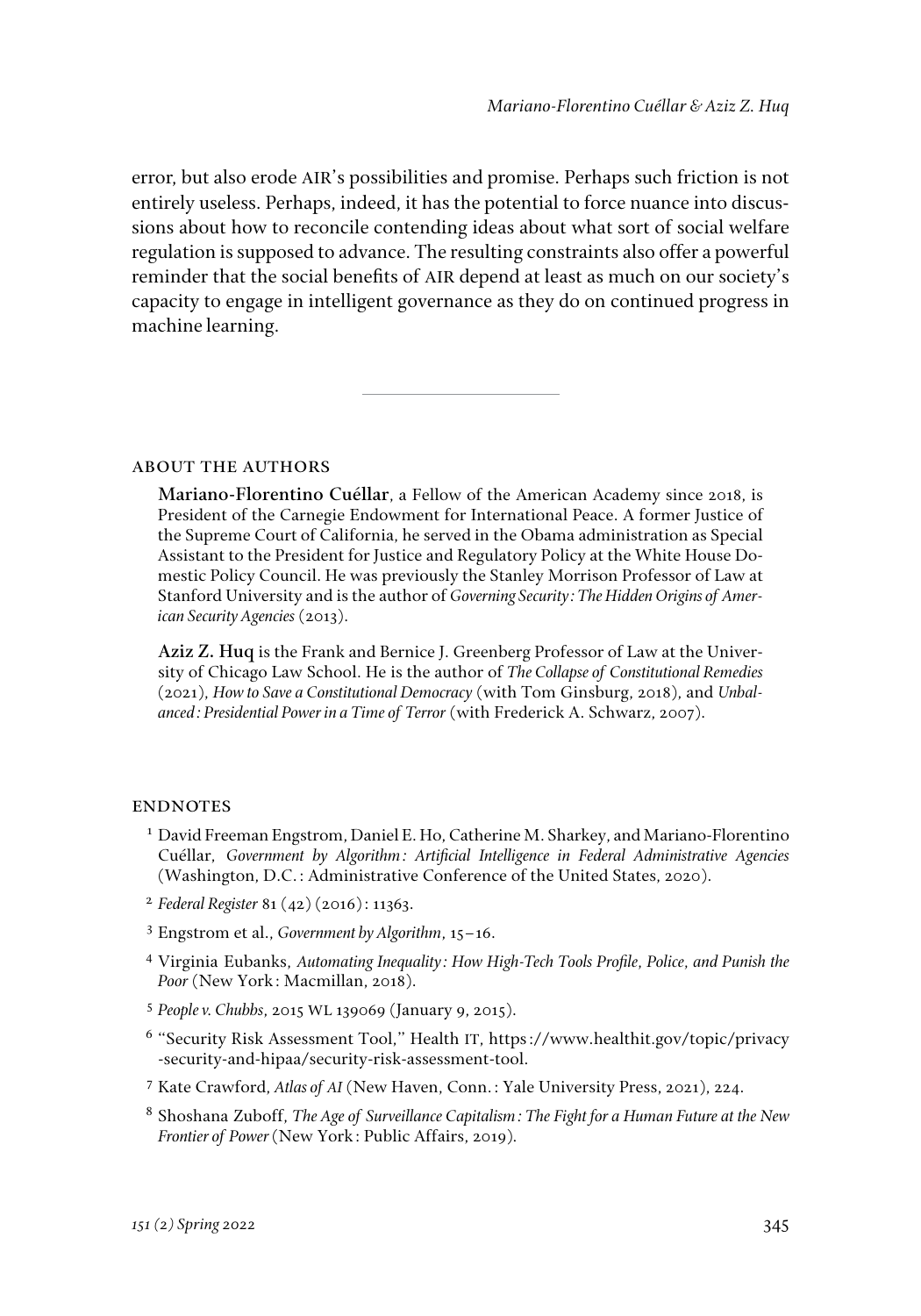error, but also erode AIR's possibilities and promise. Perhaps such friction is not entirely useless. Perhaps, indeed, it has the potential to force nuance into discussions about how to reconcile contending ideas about what sort of social welfare regulation is supposed to advance. The resulting constraints also offer a powerful reminder that the social benefits of AIR depend at least as much on our society's capacity to engage in intelligent governance as they do on continued progress in machine learning.

---

## ABOUT THE AUTHORS

**Mariano-Florentino Cuéllar**, a Fellow of the American Academy since 2018, is President of the Carnegie Endowment for International Peace. A former Justice of the Supreme Court of California, he served in the Obama administration as Special Assistant to the President for Justice and Regulatory Policy at the White House Domestic Policy Council. He was previously the Stanley Morrison Professor of Law at Stanford University and is the author of *Governing Security: The Hidden Origins of American Security Agencies* (2013).

**Aziz Z. Huq** is the Frank and Bernice J. Greenberg Professor of Law at the University of Chicago Law School. He is the author of *The Collapse of Constitutional Remedies* (2021), *How to Save a Constitutional Democracy* (with Tom Ginsburg, 2018), and *Unbalanced: Presidential Power in a Time of Terror* (with Frederick A. Schwarz, 2007).

## ENDNOTES

[1] David Freeman Engstrom, Daniel E. Ho, Catherine M. Sharkey, and Mariano-Florentino Cuéllar, *Government by Algorithm: Artificial Intelligence in Federal Administrative Agencies* (Washington, D.C.: Administrative Conference of the United States, 2020).

[2] *Federal Register* 81 (42) (2016): 11363.

[3] Engstrom et al., *Government by Algorithm*, 15–16.

[4] Virginia Eubanks, *Automating Inequality: How High-Tech Tools Profile, Police, and Punish the Poor* (New York: Macmillan, 2018).

[5] *People v. Chubbs*, 2015 WL 139069 (January 9, 2015).

[6] "Security Risk Assessment Tool," Health IT, https://www.healthit.gov/topic/privacy-security-and-hipaa/security-risk-assessment-tool.

[7] Kate Crawford, *Atlas of AI* (New Haven, Conn.: Yale University Press, 2021), 224.

[8] Shoshana Zuboff, *The Age of Surveillance Capitalism: The Fight for a Human Future at the New Frontier of Power* (New York: Public Affairs, 2019).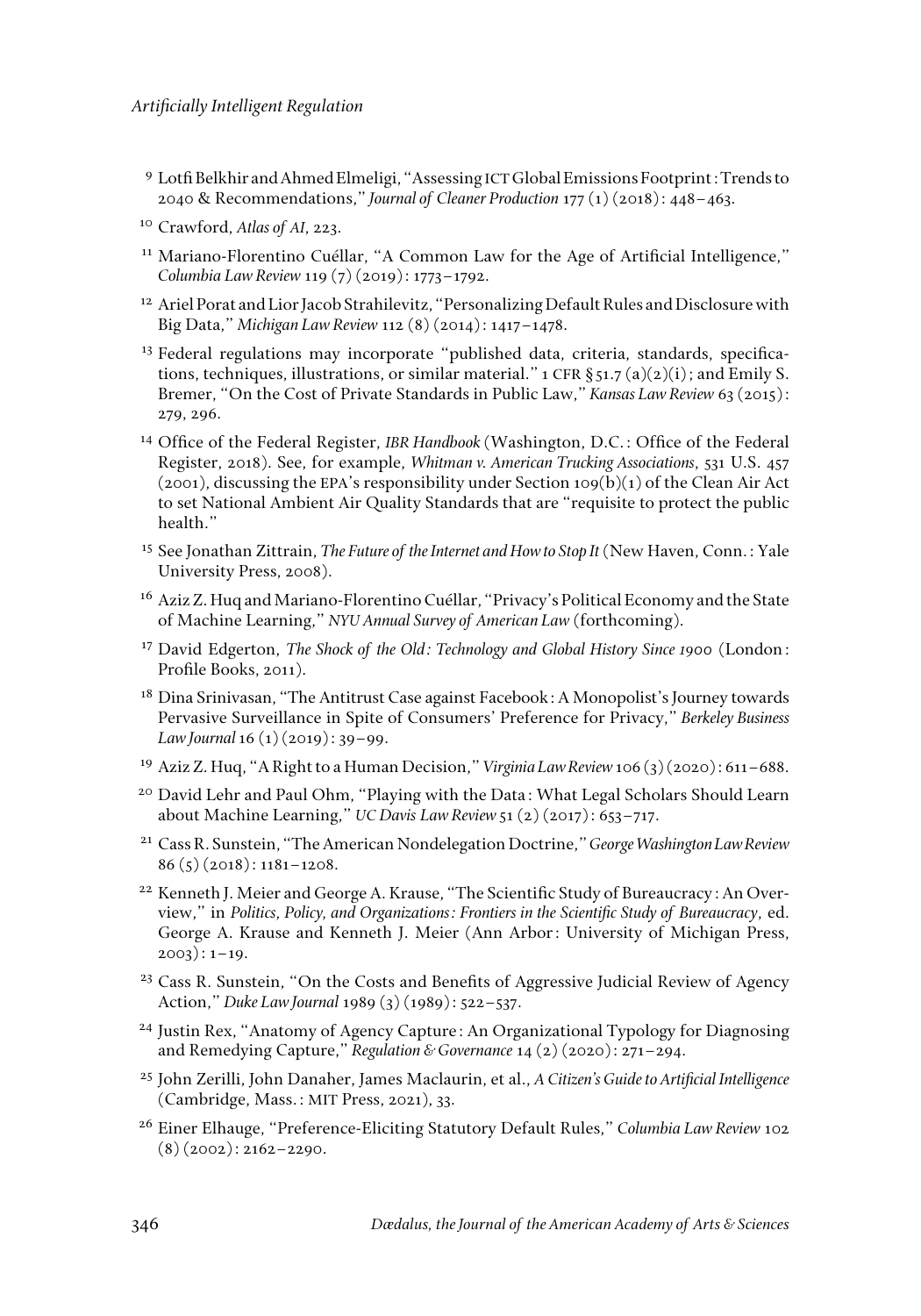[9] Lotfi Belkhir and Ahmed Elmeligi, "Assessing ICT Global Emissions Footprint: Trends to 2040 & Recommendations," *Journal of Cleaner Production* 177 (1) (2018): 448–463.

[10] Crawford, *Atlas of AI*, 223.

[11] Mariano-Florentino Cuéllar, "A Common Law for the Age of Artificial Intelligence," *Columbia Law Review* 119 (7) (2019): 1773–1792.

[12] Ariel Porat and Lior Jacob Strahilevitz, "Personalizing Default Rules and Disclosure with Big Data," *Michigan Law Review* 112 (8) (2014): 1417–1478.

[13] Federal regulations may incorporate "published data, criteria, standards, specifications, techniques, illustrations, or similar material." 1 CFR § 51.7 (a)(2)(i); and Emily S. Bremer, "On the Cost of Private Standards in Public Law," *Kansas Law Review* 63 (2015): 279, 296.

[14] Office of the Federal Register, *IBR Handbook* (Washington, D.C.: Office of the Federal Register, 2018). See, for example, *Whitman v. American Trucking Associations*, 531 U.S. 457 (2001), discussing the EPA's responsibility under Section 109(b)(1) of the Clean Air Act to set National Ambient Air Quality Standards that are "requisite to protect the public health."

[15] See Jonathan Zittrain, *The Future of the Internet and How to Stop It* (New Haven, Conn.: Yale University Press, 2008).

[16] Aziz Z. Huq and Mariano-Florentino Cuéllar, "Privacy's Political Economy and the State of Machine Learning," *NYU Annual Survey of American Law* (forthcoming).

[17] David Edgerton, *The Shock of the Old: Technology and Global History Since 1900* (London: Profile Books, 2011).

[18] Dina Srinivasan, "The Antitrust Case against Facebook: A Monopolist's Journey towards Pervasive Surveillance in Spite of Consumers' Preference for Privacy," *Berkeley Business Law Journal* 16 (1) (2019): 39–99.

[19] Aziz Z. Huq, "A Right to a Human Decision," *Virginia Law Review* 106 (3) (2020): 611–688.

[20] David Lehr and Paul Ohm, "Playing with the Data: What Legal Scholars Should Learn about Machine Learning," *UC Davis Law Review* 51 (2) (2017): 653–717.

[21] Cass R. Sunstein, "The American Nondelegation Doctrine," *George Washington Law Review* 86 (5) (2018): 1181–1208.

[22] Kenneth J. Meier and George A. Krause, "The Scientific Study of Bureaucracy: An Overview," in *Politics, Policy, and Organizations: Frontiers in the Scientific Study of Bureaucracy*, ed. George A. Krause and Kenneth J. Meier (Ann Arbor: University of Michigan Press, 2003): 1–19.

[23] Cass R. Sunstein, "On the Costs and Benefits of Aggressive Judicial Review of Agency Action," *Duke Law Journal* 1989 (3) (1989): 522–537.

[24] Justin Rex, "Anatomy of Agency Capture: An Organizational Typology for Diagnosing and Remedying Capture," *Regulation & Governance* 14 (2) (2020): 271–294.

[25] John Zerilli, John Danaher, James Maclaurin, et al., *A Citizen's Guide to Artificial Intelligence* (Cambridge, Mass.: MIT Press, 2021), 33.

[26] Einer Elhauge, "Preference-Eliciting Statutory Default Rules," *Columbia Law Review* 102 (8) (2002): 2162–2290.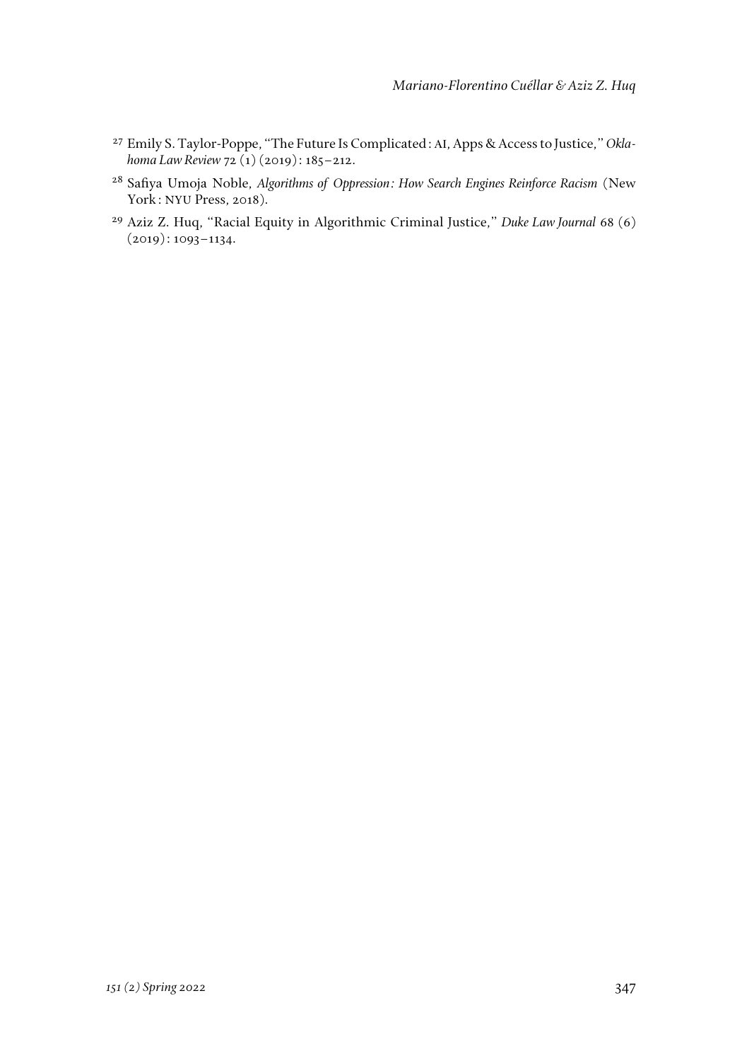[27] Emily S. Taylor-Poppe, "The Future Is Complicated: AI, Apps & Access to Justice," *Oklahoma Law Review* 72 (1) (2019): 185–212.

[28] Safiya Umoja Noble, *Algorithms of Oppression: How Search Engines Reinforce Racism* (New York: NYU Press, 2018).

[29] Aziz Z. Huq, "Racial Equity in Algorithmic Criminal Justice," *Duke Law Journal* 68 (6) (2019): 1093–1134.